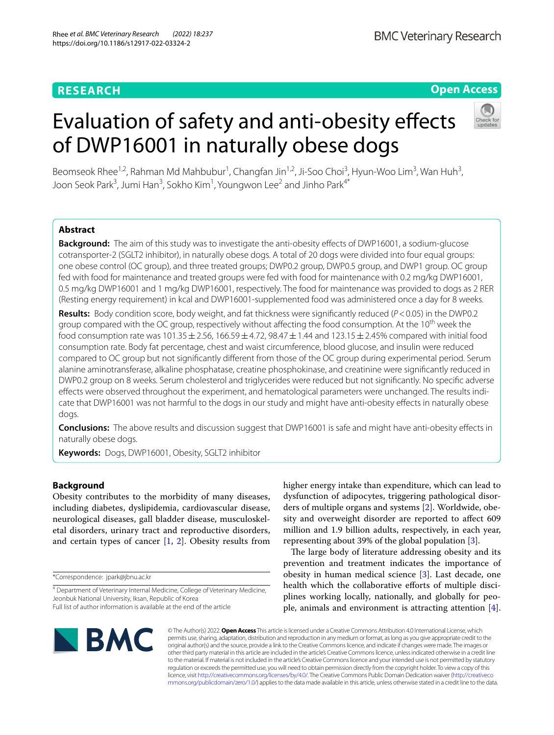**RESEARCH**

**Open Access**

# Evaluation of safety and anti-obesity effects of DWP16001 in naturally obese dogs

Beomseok Rhee[1,2], Rahman Md Mahbubur[1], Changfan Jin[1,2], Ji-Soo Choi[3], Hyun-Woo Lim[3], Wan Huh[3], Joon Seok Park[3], Jumi Han[3], Sokho Kim[1], Youngwon Lee[2] and Jinho Park[4*]

## Abstract

**Background:** The aim of this study was to investigate the anti-obesity effects of DWP16001, a sodium-glucose cotransporter-2 (SGLT2 inhibitor), in naturally obese dogs. A total of 20 dogs were divided into four equal groups: one obese control (OC group), and three treated groups; DWP0.2 group, DWP0.5 group, and DWP1 group. OC group fed with food for maintenance and treated groups were fed with food for maintenance with 0.2 mg/kg DWP16001, 0.5 mg/kg DWP16001 and 1 mg/kg DWP16001, respectively. The food for maintenance was provided to dogs as 2 RER (Resting energy requirement) in kcal and DWP16001-supplemented food was administered once a day for 8 weeks.

**Results:** Body condition score, body weight, and fat thickness were significantly reduced ($P<0.05$) in the DWP0.2 group compared with the OC group, respectively without affecting the food consumption. At the 10th week the food consumption rate was 101.35 ± 2.56, 166.59 ± 4.72, 98.47 ± 1.44 and 123.15 ± 2.45% compared with initial food consumption rate. Body fat percentage, chest and waist circumference, blood glucose, and insulin were reduced compared to OC group but not significantly different from those of the OC group during experimental period. Serum alanine aminotransferase, alkaline phosphatase, creatine phosphokinase, and creatinine were significantly reduced in DWP0.2 group on 8 weeks. Serum cholesterol and triglycerides were reduced but not significantly. No specific adverse effects were observed throughout the experiment, and hematological parameters were unchanged. The results indicate that DWP16001 was not harmful to the dogs in our study and might have anti-obesity effects in naturally obese dogs.

**Conclusions:** The above results and discussion suggest that DWP16001 is safe and might have anti-obesity effects in naturally obese dogs.

**Keywords:** Dogs, DWP16001, Obesity, SGLT2 inhibitor

## Background

Obesity contributes to the morbidity of many diseases, including diabetes, dyslipidemia, cardiovascular disease, neurological diseases, gall bladder disease, musculoskeletal disorders, urinary tract and reproductive disorders, and certain types of cancer [1, 2]. Obesity results from higher energy intake than expenditure, which can lead to dysfunction of adipocytes, triggering pathological disorders of multiple organs and systems [2]. Worldwide, obesity and overweight disorder are reported to affect 609 million and 1.9 billion adults, respectively, in each year, representing about 39% of the global population [3].

The large body of literature addressing obesity and its prevention and treatment indicates the importance of obesity in human medical science [3]. Last decade, one health which the collaborative efforts of multiple disciplines working locally, nationally, and globally for people, animals and environment is attracting attention [4].

*Correspondence: jpark@jbnu.ac.kr

[4] Department of Veterinary Internal Medicine, College of Veterinary Medicine, Jeonbuk National University, Iksan, Republic of Korea

Full list of author information is available at the end of the article

© The Author(s) 2022. **Open Access** This article is licensed under a Creative Commons Attribution 4.0 International License, which permits use, sharing, adaptation, distribution and reproduction in any medium or format, as long as you give appropriate credit to the original author(s) and the source, provide a link to the Creative Commons licence, and indicate if changes were made. The images or other third party material in this article are included in the article's Creative Commons licence, unless indicated otherwise in a credit line to the material. If material is not included in the article's Creative Commons licence and your intended use is not permitted by statutory regulation or exceeds the permitted use, you will need to obtain permission directly from the copyright holder. To view a copy of this licence, visit http://creativecommons.org/licenses/by/4.0/. The Creative Commons Public Domain Dedication waiver (http://creativecommons.org/publicdomain/zero/1.0/) applies to the data made available in this article, unless otherwise stated in a credit line to the data.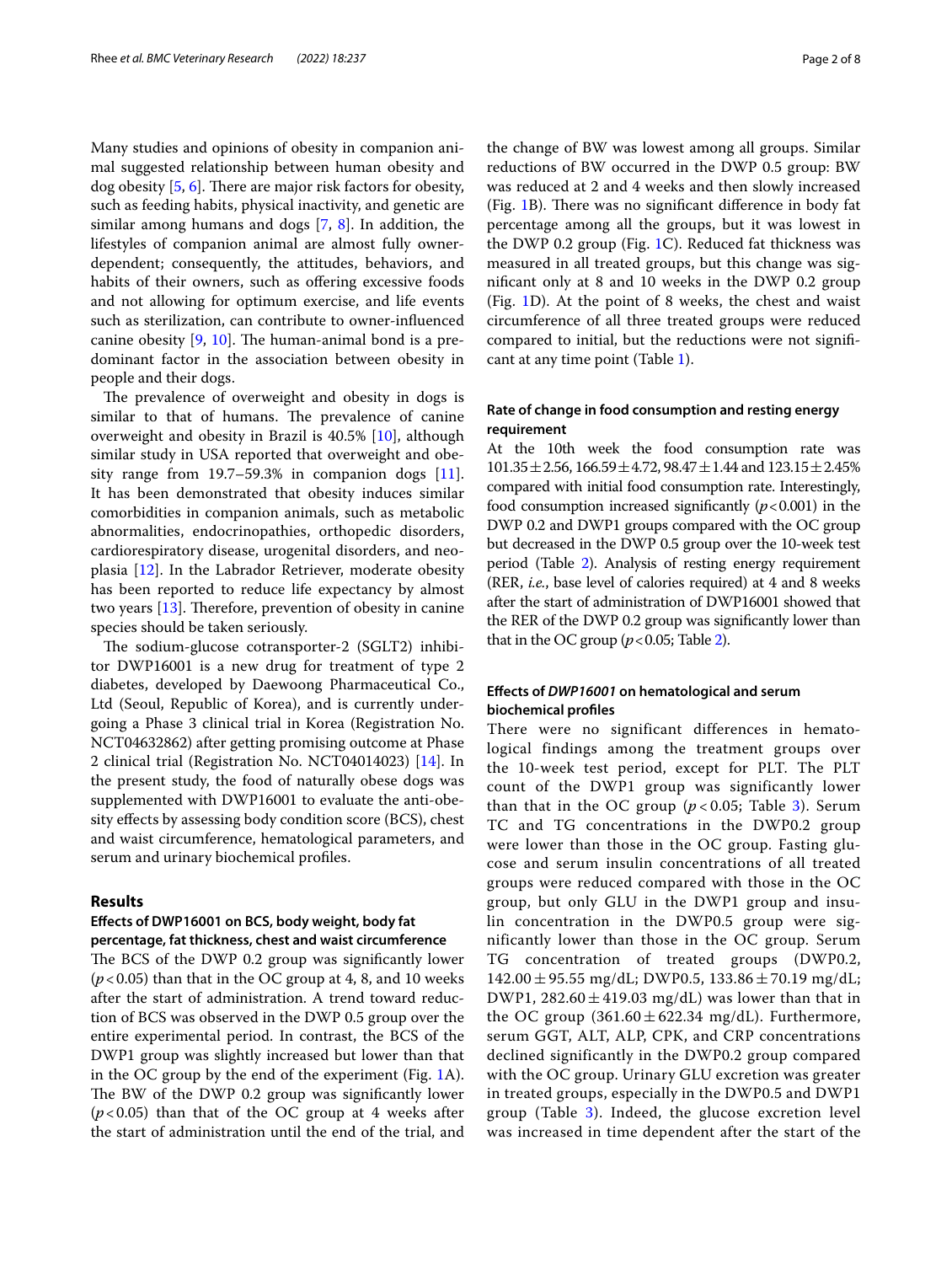Many studies and opinions of obesity in companion animal suggested relationship between human obesity and dog obesity [5, 6]. There are major risk factors for obesity, such as feeding habits, physical inactivity, and genetic are similar among humans and dogs [7, 8]. In addition, the lifestyles of companion animal are almost fully owner-dependent; consequently, the attitudes, behaviors, and habits of their owners, such as offering excessive foods and not allowing for optimum exercise, and life events such as sterilization, can contribute to owner-influenced canine obesity [9, 10]. The human-animal bond is a predominant factor in the association between obesity in people and their dogs.

The prevalence of overweight and obesity in dogs is similar to that of humans. The prevalence of canine overweight and obesity in Brazil is 40.5% [10], although similar study in USA reported that overweight and obesity range from 19.7–59.3% in companion dogs [11]. It has been demonstrated that obesity induces similar comorbidities in companion animals, such as metabolic abnormalities, endocrinopathies, orthopedic disorders, cardiorespiratory disease, urogenital disorders, and neoplasia [12]. In the Labrador Retriever, moderate obesity has been reported to reduce life expectancy by almost two years [13]. Therefore, prevention of obesity in canine species should be taken seriously.

The sodium-glucose cotransporter-2 (SGLT2) inhibitor DWP16001 is a new drug for treatment of type 2 diabetes, developed by Daewoong Pharmaceutical Co., Ltd (Seoul, Republic of Korea), and is currently undergoing a Phase 3 clinical trial in Korea (Registration No. NCT04632862) after getting promising outcome at Phase 2 clinical trial (Registration No. NCT04014023) [14]. In the present study, the food of naturally obese dogs was supplemented with DWP16001 to evaluate the anti-obesity effects by assessing body condition score (BCS), chest and waist circumference, hematological parameters, and serum and urinary biochemical profiles.

## Results

### Effects of DWP16001 on BCS, body weight, body fat percentage, fat thickness, chest and waist circumference

The BCS of the DWP 0.2 group was significantly lower ($p < 0.05$) than that in the OC group at 4, 8, and 10 weeks after the start of administration. A trend toward reduction of BCS was observed in the DWP 0.5 group over the entire experimental period. In contrast, the BCS of the DWP1 group was slightly increased but lower than that in the OC group by the end of the experiment (Fig. 1A). The BW of the DWP 0.2 group was significantly lower ($p < 0.05$) than that of the OC group at 4 weeks after the start of administration until the end of the trial, and the change of BW was lowest among all groups. Similar reductions of BW occurred in the DWP 0.5 group: BW was reduced at 2 and 4 weeks and then slowly increased (Fig. 1B). There was no significant difference in body fat percentage among all the groups, but it was lowest in the DWP 0.2 group (Fig. 1C). Reduced fat thickness was measured in all treated groups, but this change was significant only at 8 and 10 weeks in the DWP 0.2 group (Fig. 1D). At the point of 8 weeks, the chest and waist circumference of all three treated groups were reduced compared to initial, but the reductions were not significant at any time point (Table 1).

### Rate of change in food consumption and resting energy requirement

At the 10th week the food consumption rate was $101.35 \pm 2.56$, $166.59 \pm 4.72$, $98.47 \pm 1.44$ and $123.15 \pm 2.45\%$ compared with initial food consumption rate. Interestingly, food consumption increased significantly ($p < 0.001$) in the DWP 0.2 and DWP1 groups compared with the OC group but decreased in the DWP 0.5 group over the 10-week test period (Table 2). Analysis of resting energy requirement (RER, *i.e.*, base level of calories required) at 4 and 8 weeks after the start of administration of DWP16001 showed that the RER of the DWP 0.2 group was significantly lower than that in the OC group ($p < 0.05$; Table 2).

### Effects of *DWP16001* on hematological and serum biochemical profiles

There were no significant differences in hematological findings among the treatment groups over the 10-week test period, except for PLT. The PLT count of the DWP1 group was significantly lower than that in the OC group ($p < 0.05$; Table 3). Serum TC and TG concentrations in the DWP0.2 group were lower than those in the OC group. Fasting glucose and serum insulin concentrations of all treated groups were reduced compared with those in the OC group, but only GLU in the DWP1 group and insulin concentration in the DWP0.5 group were significantly lower than those in the OC group. Serum TG concentration of treated groups (DWP0.2, $142.00 \pm 95.55$ mg/dL; DWP0.5, $133.86 \pm 70.19$ mg/dL; DWP1, $282.60 \pm 419.03$ mg/dL) was lower than that in the OC group ($361.60 \pm 622.34$ mg/dL). Furthermore, serum GGT, ALT, ALP, CPK, and CRP concentrations declined significantly in the DWP0.2 group compared with the OC group. Urinary GLU excretion was greater in treated groups, especially in the DWP0.5 and DWP1 group (Table 3). Indeed, the glucose excretion level was increased in time dependent after the start of the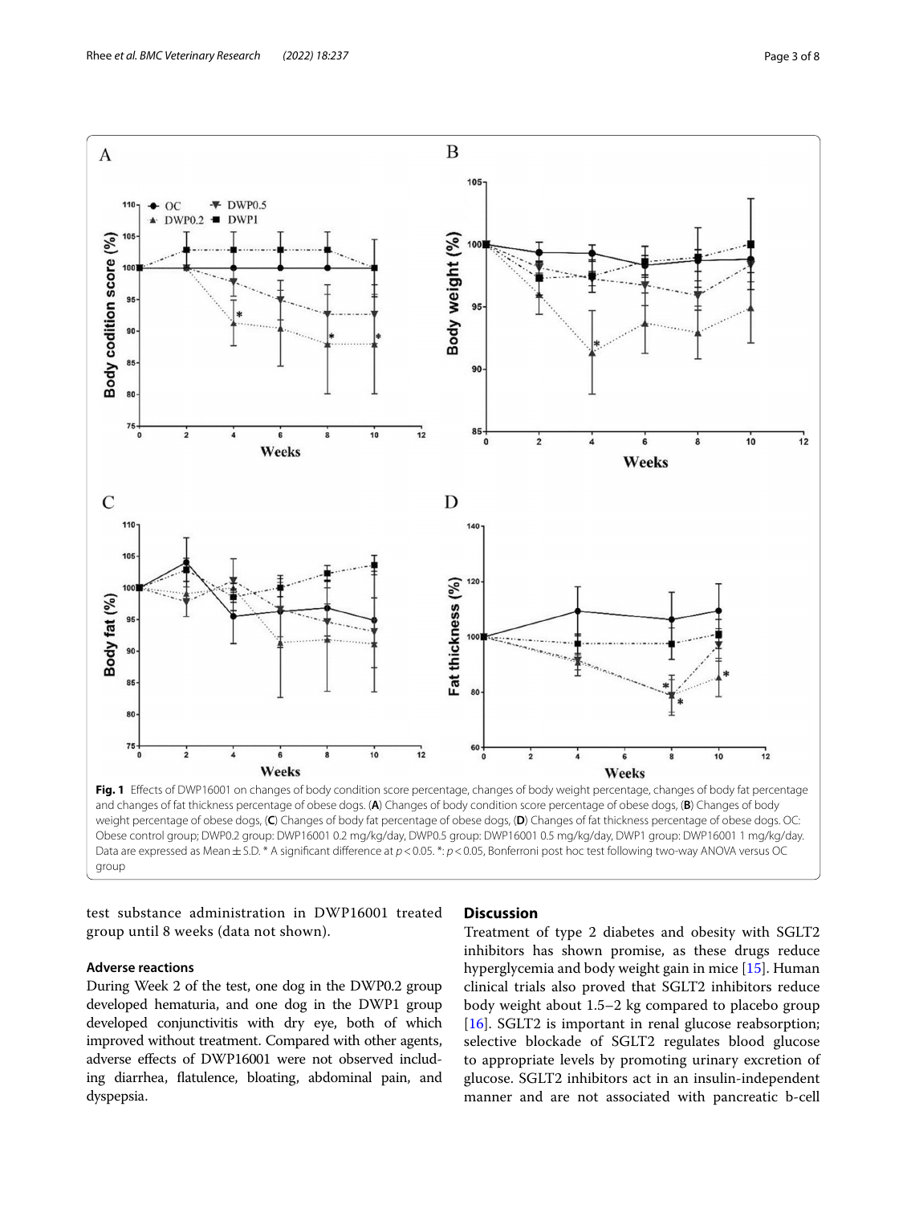**Fig. 1** Effects of DWP16001 on changes of body condition score percentage, changes of body weight percentage, changes of body fat percentage and changes of fat thickness percentage of obese dogs. (**A**) Changes of body condition score percentage of obese dogs, (**B**) Changes of body weight percentage of obese dogs, (**C**) Changes of body fat percentage of obese dogs, (**D**) Changes of fat thickness percentage of obese dogs. OC: Obese control group; DWP0.2 group: DWP16001 0.2 mg/kg/day, DWP0.5 group: DWP16001 0.5 mg/kg/day, DWP1 group: DWP16001 1 mg/kg/day. Data are expressed as Mean ± S.D. * A significant difference at $p < 0.05$. *: $p < 0.05$, Bonferroni post hoc test following two-way ANOVA versus OC group

test substance administration in DWP16001 treated group until 8 weeks (data not shown).

### Adverse reactions

During Week 2 of the test, one dog in the DWP0.2 group developed hematuria, and one dog in the DWP1 group developed conjunctivitis with dry eye, both of which improved without treatment. Compared with other agents, adverse effects of DWP16001 were not observed including diarrhea, flatulence, bloating, abdominal pain, and dyspepsia.

## Discussion

Treatment of type 2 diabetes and obesity with SGLT2 inhibitors has shown promise, as these drugs reduce hyperglycemia and body weight gain in mice [15]. Human clinical trials also proved that SGLT2 inhibitors reduce body weight about 1.5–2 kg compared to placebo group [16]. SGLT2 is important in renal glucose reabsorption; selective blockade of SGLT2 regulates blood glucose to appropriate levels by promoting urinary excretion of glucose. SGLT2 inhibitors act in an insulin-independent manner and are not associated with pancreatic b-cell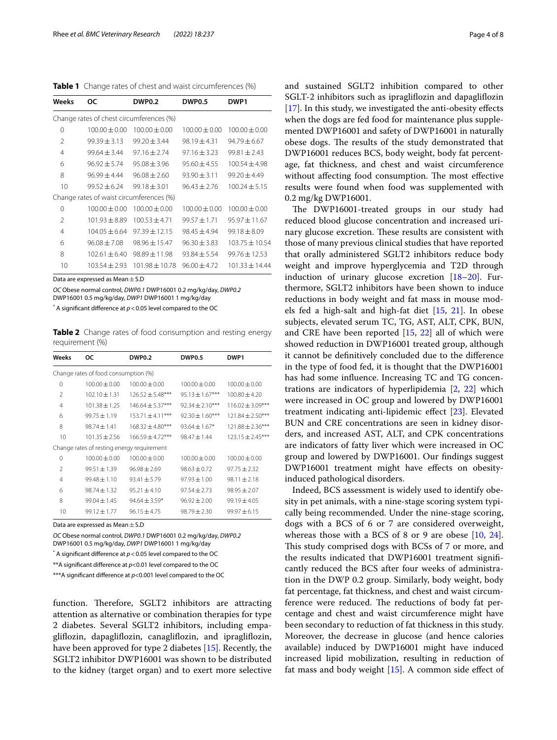**Table 1** Change rates of chest and waist circumferences (%)

| Weeks | OC | DWP0.2 | DWP0.5 | DWP1 |
|---|---|---|---|---|
| Change rates of chest circumferences (%) | | | | |
| 0 | 100.00 ± 0.00 | 100.00 ± 0.00 | 100.00 ± 0.00 | 100.00 ± 0.00 |
| 2 | 99.39 ± 3.13 | 99.20 ± 3.44 | 98.19 ± 4.31 | 94.79 ± 6.67 |
| 4 | 99.64 ± 3.44 | 97.16 ± 2.74 | 97.16 ± 3.23 | 99.81 ± 2.43 |
| 6 | 96.92 ± 5.74 | 95.08 ± 3.96 | 95.60 ± 4.55 | 100.54 ± 4.98 |
| 8 | 96.99 ± 4.44 | 96.08 ± 2.60 | 93.90 ± 3.11 | 99.20 ± 4.49 |
| 10 | 99.52 ± 6.24 | 99.18 ± 3.01 | 96.43 ± 2.76 | 100.24 ± 5.15 |
| Change rates of waist circumferences (%) | | | | |
| 0 | 100.00 ± 0.00 | 100.00 ± 0.00 | 100.00 ± 0.00 | 100.00 ± 0.00 |
| 2 | 101.93 ± 8.89 | 100.53 ± 4.71 | 99.57 ± 1.71 | 95.97 ± 11.67 |
| 4 | 104.05 ± 6.64 | 97.39 ± 12.15 | 98.45 ± 4.94 | 99.18 ± 8.09 |
| 6 | 96.08 ± 7.08 | 98.96 ± 15.47 | 96.30 ± 3.83 | 103.75 ± 10.54 |
| 8 | 102.61 ± 6.40 | 98.89 ± 11.98 | 93.84 ± 5.54 | 99.76 ± 12.53 |
| 10 | 103.54 ± 2.93 | 101.98 ± 10.78 | 96.00 ± 4.72 | 101.33 ± 14.44 |

Data are expressed as Mean ± S.D

*OC* Obese normal control, *DWP0.1* DWP16001 0.2 mg/kg/day, *DWP0.2* DWP16001 0.5 mg/kg/day, *DWP1* DWP16001 1 mg/kg/day

* A significant difference at $p < 0.05$ level compared to the OC

**Table 2** Change rates of food consumption and resting energy requirement (%)

| Weeks | OC | DWP0.2 | DWP0.5 | DWP1 |
|---|---|---|---|---|
| Change rates of food consumption (%) | | | | |
| 0 | 100.00 ± 0.00 | 100.00 ± 0.00 | 100.00 ± 0.00 | 100.00 ± 0.00 |
| 2 | 102.10 ± 1.31 | 126.52 ± 5.48*** | 95.13 ± 1.67*** | 100.80 ± 4.20 |
| 4 | 101.38 ± 1.25 | 146.64 ± 5.37*** | 92.34 ± 2.10*** | 116.02 ± 3.09*** |
| 6 | 99.75 ± 1.19 | 153.71 ± 4.11*** | 92.30 ± 1.60*** | 121.84 ± 2.50*** |
| 8 | 98.74 ± 1.41 | 168.32 ± 4.80*** | 93.64 ± 1.67* | 121.88 ± 2.36*** |
| 10 | 101.35 ± 2.56 | 166.59 ± 4.72*** | 98.47 ± 1.44 | 123.15 ± 2.45*** |
| Change rates of resting energy requirement | | | | |
| 0 | 100.00 ± 0.00 | 100.00 ± 0.00 | 100.00 ± 0.00 | 100.00 ± 0.00 |
| 2 | 99.51 ± 1.39 | 96.98 ± 2.69 | 98.63 ± 0.72 | 97.75 ± 2.32 |
| 4 | 99.48 ± 1.10 | 93.41 ± 5.79 | 97.93 ± 1.00 | 98.11 ± 2.18 |
| 6 | 98.74 ± 1.32 | 95.21 ± 4.10 | 97.54 ± 2.73 | 98.95 ± 2.07 |
| 8 | 99.04 ± 1.45 | 94.64 ± 3.59* | 96.92 ± 2.00 | 99.19 ± 4.05 |
| 10 | 99.12 ± 1.77 | 96.15 ± 4.75 | 98.79 ± 2.30 | 99.97 ± 6.15 |

Data are expressed as Mean ± S.D

*OC* Obese normal control, *DWP0.1* DWP16001 0.2 mg/kg/day, *DWP0.2* DWP16001 0.5 mg/kg/day, *DWP1* DWP16001 1 mg/kg/day

* A significant difference at $p < 0.05$ level compared to the OC

**A significant difference at $p < 0.01$ level compared to the OC

***A significant difference at $p < 0.001$ level compared to the OC

function. Therefore, SGLT2 inhibitors are attracting attention as alternative or combination therapies for type 2 diabetes. Several SGLT2 inhibitors, including empagliflozin, dapagliflozin, canagliflozin, and ipragliflozin, have been approved for type 2 diabetes [15]. Recently, the SGLT2 inhibitor DWP16001 was shown to be distributed to the kidney (target organ) and to exert more selective and sustained SGLT2 inhibition compared to other SGLT-2 inhibitors such as ipragliflozin and dapagliflozin [17]. In this study, we investigated the anti-obesity effects when the dogs are fed food for maintenance plus supplemented DWP16001 and safety of DWP16001 in naturally obese dogs. The results of the study demonstrated that DWP16001 reduces BCS, body weight, body fat percentage, fat thickness, and chest and waist circumference without affecting food consumption. The most effective results were found when food was supplemented with 0.2 mg/kg DWP16001.

The DWP16001-treated groups in our study had reduced blood glucose concentration and increased urinary glucose excretion. These results are consistent with those of many previous clinical studies that have reported that orally administered SGLT2 inhibitors reduce body weight and improve hyperglycemia and T2D through induction of urinary glucose excretion [18–20]. Furthermore, SGLT2 inhibitors have been shown to induce reductions in body weight and fat mass in mouse models fed a high-salt and high-fat diet [15, 21]. In obese subjects, elevated serum TC, TG, AST, ALT, CPK, BUN, and CRE have been reported [15, 22] all of which were showed reduction in DWP16001 treated group, although it cannot be definitively concluded due to the difference in the type of food fed, it is thought that the DWP16001 has had some influence. Increasing TC and TG concentrations are indicators of hyperlipidemia [2, 22] which were increased in OC group and lowered by DWP16001 treatment indicating anti-lipidemic effect [23]. Elevated BUN and CRE concentrations are seen in kidney disorders, and increased AST, ALT, and CPK concentrations are indicators of fatty liver which were increased in OC group and lowered by DWP16001. Our findings suggest DWP16001 treatment might have effects on obesity-induced pathological disorders.

Indeed, BCS assessment is widely used to identify obesity in pet animals, with a nine-stage scoring system typically being recommended. Under the nine-stage scoring, dogs with a BCS of 6 or 7 are considered overweight, whereas those with a BCS of 8 or 9 are obese [10, 24]. This study comprised dogs with BCSs of 7 or more, and the results indicated that DWP16001 treatment significantly reduced the BCS after four weeks of administration in the DWP 0.2 group. Similarly, body weight, body fat percentage, fat thickness, and chest and waist circumference were reduced. The reductions of body fat percentage and chest and waist circumference might have been secondary to reduction of fat thickness in this study. Moreover, the decrease in glucose (and hence calories available) induced by DWP16001 might have induced increased lipid mobilization, resulting in reduction of fat mass and body weight [15]. A common side effect of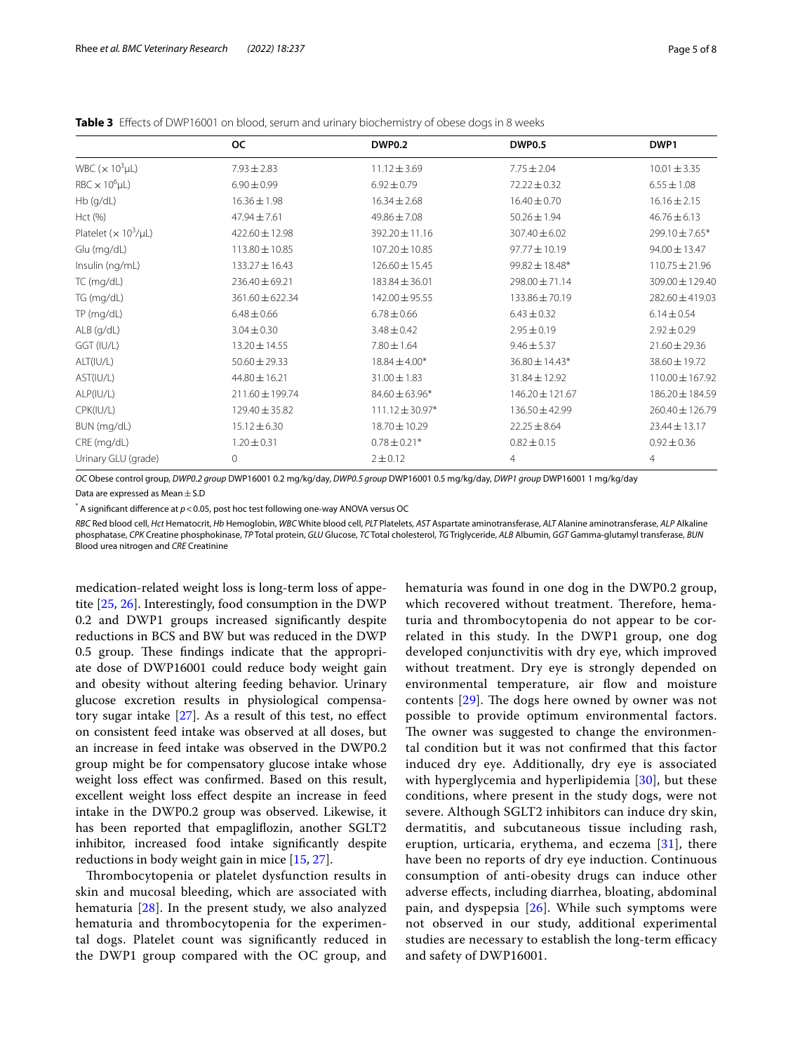**Table 3** Effects of DWP16001 on blood, serum and urinary biochemistry of obese dogs in 8 weeks

|  | OC | DWP0.2 | DWP0.5 | DWP1 |
|---|---|---|---|---|
| WBC ($\times 10^3$μL) | 7.93 ± 2.83 | 11.12 ± 3.69 | 7.75 ± 2.04 | 10.01 ± 3.35 |
| RBC $\times 10^6$μL) | 6.90 ± 0.99 | 6.92 ± 0.79 | 72.22 ± 0.32 | 6.55 ± 1.08 |
| Hb (g/dL) | 16.36 ± 1.98 | 16.34 ± 2.68 | 16.40 ± 0.70 | 16.16 ± 2.15 |
| Hct (%) | 47.94 ± 7.61 | 49.86 ± 7.08 | 50.26 ± 1.94 | 46.76 ± 6.13 |
| Platelet ($\times 10^3$/μL) | 422.60 ± 12.98 | 392.20 ± 11.16 | 307.40 ± 6.02 | 299.10 ± 7.65* |
| Glu (mg/dL) | 113.80 ± 10.85 | 107.20 ± 10.85 | 97.77 ± 10.19 | 94.00 ± 13.47 |
| Insulin (ng/mL) | 133.27 ± 16.43 | 126.60 ± 15.45 | 99.82 ± 18.48* | 110.75 ± 21.96 |
| TC (mg/dL) | 236.40 ± 69.21 | 183.84 ± 36.01 | 298.00 ± 71.14 | 309.00 ± 129.40 |
| TG (mg/dL) | 361.60 ± 622.34 | 142.00 ± 95.55 | 133.86 ± 70.19 | 282.60 ± 419.03 |
| TP (mg/dL) | 6.48 ± 0.66 | 6.78 ± 0.66 | 6.43 ± 0.32 | 6.14 ± 0.54 |
| ALB (g/dL) | 3.04 ± 0.30 | 3.48 ± 0.42 | 2.95 ± 0.19 | 2.92 ± 0.29 |
| GGT (IU/L) | 13.20 ± 14.55 | 7.80 ± 1.64 | 9.46 ± 5.37 | 21.60 ± 29.36 |
| ALT(IU/L) | 50.60 ± 29.33 | 18.84 ± 4.00* | 36.80 ± 14.43* | 38.60 ± 19.72 |
| AST(IU/L) | 44.80 ± 16.21 | 31.00 ± 1.83 | 31.84 ± 12.92 | 110.00 ± 167.92 |
| ALP(IU/L) | 211.60 ± 199.74 | 84.60 ± 63.96* | 146.20 ± 121.67 | 186.20 ± 184.59 |
| CPK(IU/L) | 129.40 ± 35.82 | 111.12 ± 30.97* | 136.50 ± 42.99 | 260.40 ± 126.79 |
| BUN (mg/dL) | 15.12 ± 6.30 | 18.70 ± 10.29 | 22.25 ± 8.64 | 23.44 ± 13.17 |
| CRE (mg/dL) | 1.20 ± 0.31 | 0.78 ± 0.21* | 0.82 ± 0.15 | 0.92 ± 0.36 |
| Urinary GLU (grade) | 0 | 2 ± 0.12 | 4 | 4 |

*OC* Obese control group, *DWP0.2 group* DWP16001 0.2 mg/kg/day, *DWP0.5 group* DWP16001 0.5 mg/kg/day, *DWP1 group* DWP16001 1 mg/kg/day

Data are expressed as Mean ± S.D

* A significant difference at $p < 0.05$, post hoc test following one-way ANOVA versus OC

*RBC* Red blood cell, *Hct* Hematocrit, *Hb* Hemoglobin, *WBC* White blood cell, *PLT* Platelets, *AST* Aspartate aminotransferase, *ALT* Alanine aminotransferase, *ALP* Alkaline phosphatase, *CPK* Creatine phosphokinase, *TP* Total protein, *GLU* Glucose, *TC* Total cholesterol, *TG* Triglyceride, *ALB* Albumin, *GGT* Gamma-glutamyl transferase, *BUN* Blood urea nitrogen and *CRE* Creatinine

medication-related weight loss is long-term loss of appetite [25, 26]. Interestingly, food consumption in the DWP 0.2 and DWP1 groups increased significantly despite reductions in BCS and BW but was reduced in the DWP 0.5 group. These findings indicate that the appropriate dose of DWP16001 could reduce body weight gain and obesity without altering feeding behavior. Urinary glucose excretion results in physiological compensatory sugar intake [27]. As a result of this test, no effect on consistent feed intake was observed at all doses, but an increase in feed intake was observed in the DWP0.2 group might be for compensatory glucose intake whose weight loss effect was confirmed. Based on this result, excellent weight loss effect despite an increase in feed intake in the DWP0.2 group was observed. Likewise, it has been reported that empagliflozin, another SGLT2 inhibitor, increased food intake significantly despite reductions in body weight gain in mice [15, 27].

Thrombocytopenia or platelet dysfunction results in skin and mucosal bleeding, which are associated with hematuria [28]. In the present study, we also analyzed hematuria and thrombocytopenia for the experimental dogs. Platelet count was significantly reduced in the DWP1 group compared with the OC group, and hematuria was found in one dog in the DWP0.2 group, which recovered without treatment. Therefore, hematuria and thrombocytopenia do not appear to be correlated in this study. In the DWP1 group, one dog developed conjunctivitis with dry eye, which improved without treatment. Dry eye is strongly depended on environmental temperature, air flow and moisture contents [29]. The dogs here owned by owner was not possible to provide optimum environmental factors. The owner was suggested to change the environmental condition but it was not confirmed that this factor induced dry eye. Additionally, dry eye is associated with hyperglycemia and hyperlipidemia [30], but these conditions, where present in the study dogs, were not severe. Although SGLT2 inhibitors can induce dry skin, dermatitis, and subcutaneous tissue including rash, eruption, urticaria, erythema, and eczema [31], there have been no reports of dry eye induction. Continuous consumption of anti-obesity drugs can induce other adverse effects, including diarrhea, bloating, abdominal pain, and dyspepsia [26]. While such symptoms were not observed in our study, additional experimental studies are necessary to establish the long-term efficacy and safety of DWP16001.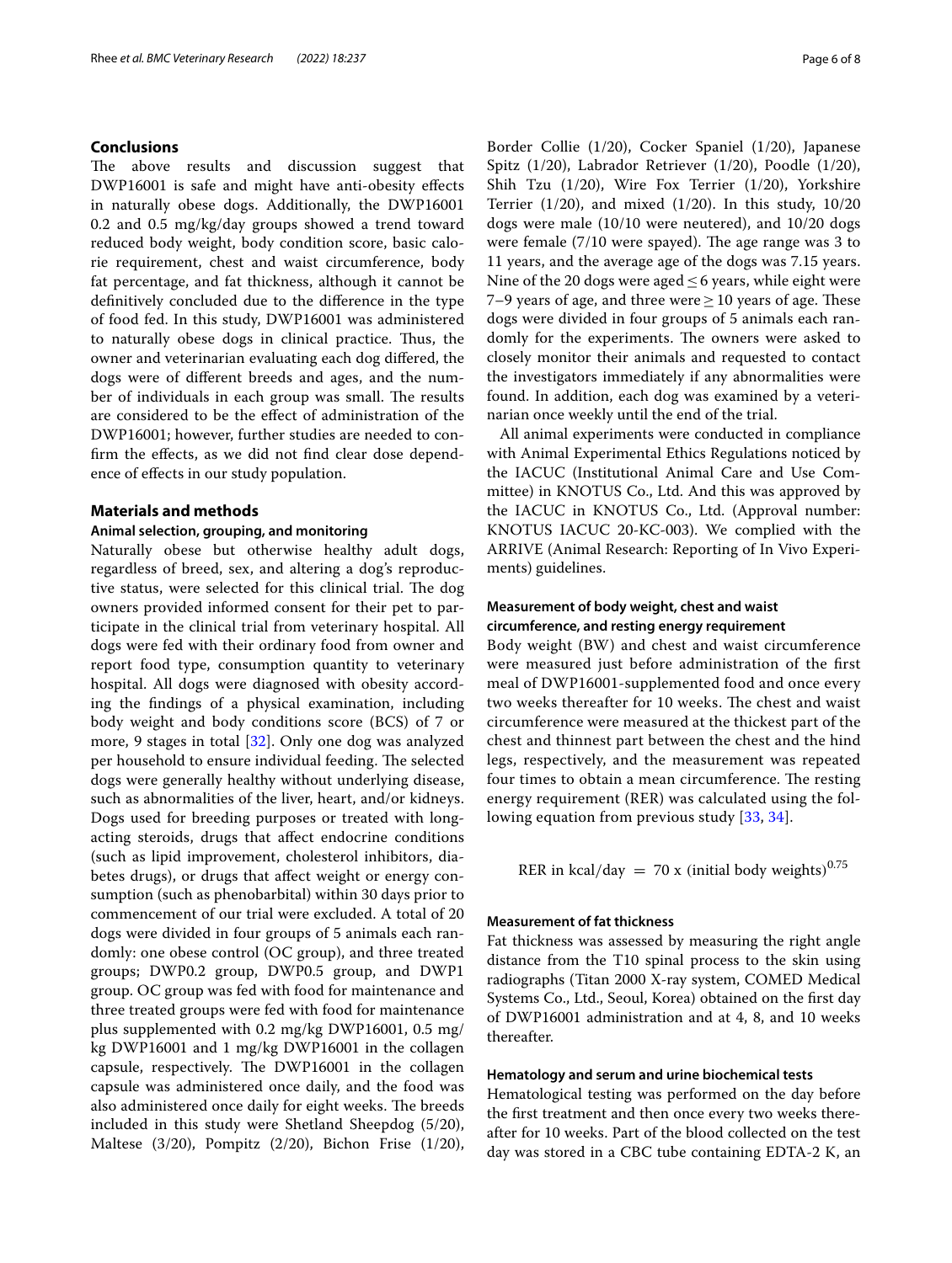## Conclusions

The above results and discussion suggest that DWP16001 is safe and might have anti-obesity effects in naturally obese dogs. Additionally, the DWP16001 0.2 and 0.5 mg/kg/day groups showed a trend toward reduced body weight, body condition score, basic calorie requirement, chest and waist circumference, body fat percentage, and fat thickness, although it cannot be definitively concluded due to the difference in the type of food fed. In this study, DWP16001 was administered to naturally obese dogs in clinical practice. Thus, the owner and veterinarian evaluating each dog differed, the dogs were of different breeds and ages, and the number of individuals in each group was small. The results are considered to be the effect of administration of the DWP16001; however, further studies are needed to confirm the effects, as we did not find clear dose dependence of effects in our study population.

## Materials and methods

### Animal selection, grouping, and monitoring

Naturally obese but otherwise healthy adult dogs, regardless of breed, sex, and altering a dog's reproductive status, were selected for this clinical trial. The dog owners provided informed consent for their pet to participate in the clinical trial from veterinary hospital. All dogs were fed with their ordinary food from owner and report food type, consumption quantity to veterinary hospital. All dogs were diagnosed with obesity according the findings of a physical examination, including body weight and body conditions score (BCS) of 7 or more, 9 stages in total [32]. Only one dog was analyzed per household to ensure individual feeding. The selected dogs were generally healthy without underlying disease, such as abnormalities of the liver, heart, and/or kidneys. Dogs used for breeding purposes or treated with long-acting steroids, drugs that affect endocrine conditions (such as lipid improvement, cholesterol inhibitors, diabetes drugs), or drugs that affect weight or energy consumption (such as phenobarbital) within 30 days prior to commencement of our trial were excluded. A total of 20 dogs were divided in four groups of 5 animals each randomly: one obese control (OC group), and three treated groups; DWP0.2 group, DWP0.5 group, and DWP1 group. OC group was fed with food for maintenance and three treated groups were fed with food for maintenance plus supplemented with 0.2 mg/kg DWP16001, 0.5 mg/kg DWP16001 and 1 mg/kg DWP16001 in the collagen capsule, respectively. The DWP16001 in the collagen capsule was administered once daily, and the food was also administered once daily for eight weeks. The breeds included in this study were Shetland Sheepdog (5/20), Maltese (3/20), Pompitz (2/20), Bichon Frise (1/20), Border Collie (1/20), Cocker Spaniel (1/20), Japanese Spitz (1/20), Labrador Retriever (1/20), Poodle (1/20), Shih Tzu (1/20), Wire Fox Terrier (1/20), Yorkshire Terrier (1/20), and mixed (1/20). In this study, 10/20 dogs were male (10/10 were neutered), and 10/20 dogs were female (7/10 were spayed). The age range was 3 to 11 years, and the average age of the dogs was 7.15 years. Nine of the 20 dogs were aged ≤ 6 years, while eight were 7–9 years of age, and three were ≥ 10 years of age. These dogs were divided in four groups of 5 animals each randomly for the experiments. The owners were asked to closely monitor their animals and requested to contact the investigators immediately if any abnormalities were found. In addition, each dog was examined by a veterinarian once weekly until the end of the trial.

All animal experiments were conducted in compliance with Animal Experimental Ethics Regulations noticed by the IACUC (Institutional Animal Care and Use Committee) in KNOTUS Co., Ltd. And this was approved by the IACUC in KNOTUS Co., Ltd. (Approval number: KNOTUS IACUC 20-KC-003). We complied with the ARRIVE (Animal Research: Reporting of In Vivo Experiments) guidelines.

### Measurement of body weight, chest and waist circumference, and resting energy requirement

Body weight (BW) and chest and waist circumference were measured just before administration of the first meal of DWP16001-supplemented food and once every two weeks thereafter for 10 weeks. The chest and waist circumference were measured at the thickest part of the chest and thinnest part between the chest and the hind legs, respectively, and the measurement was repeated four times to obtain a mean circumference. The resting energy requirement (RER) was calculated using the following equation from previous study [33, 34].

$$\text{RER in kcal/day} = 70 \text{ x (initial body weights)}^{0.75}$$

### Measurement of fat thickness

Fat thickness was assessed by measuring the right angle distance from the T10 spinal process to the skin using radiographs (Titan 2000 X-ray system, COMED Medical Systems Co., Ltd., Seoul, Korea) obtained on the first day of DWP16001 administration and at 4, 8, and 10 weeks thereafter.

### Hematology and serum and urine biochemical tests

Hematological testing was performed on the day before the first treatment and then once every two weeks thereafter for 10 weeks. Part of the blood collected on the test day was stored in a CBC tube containing EDTA-2 K, an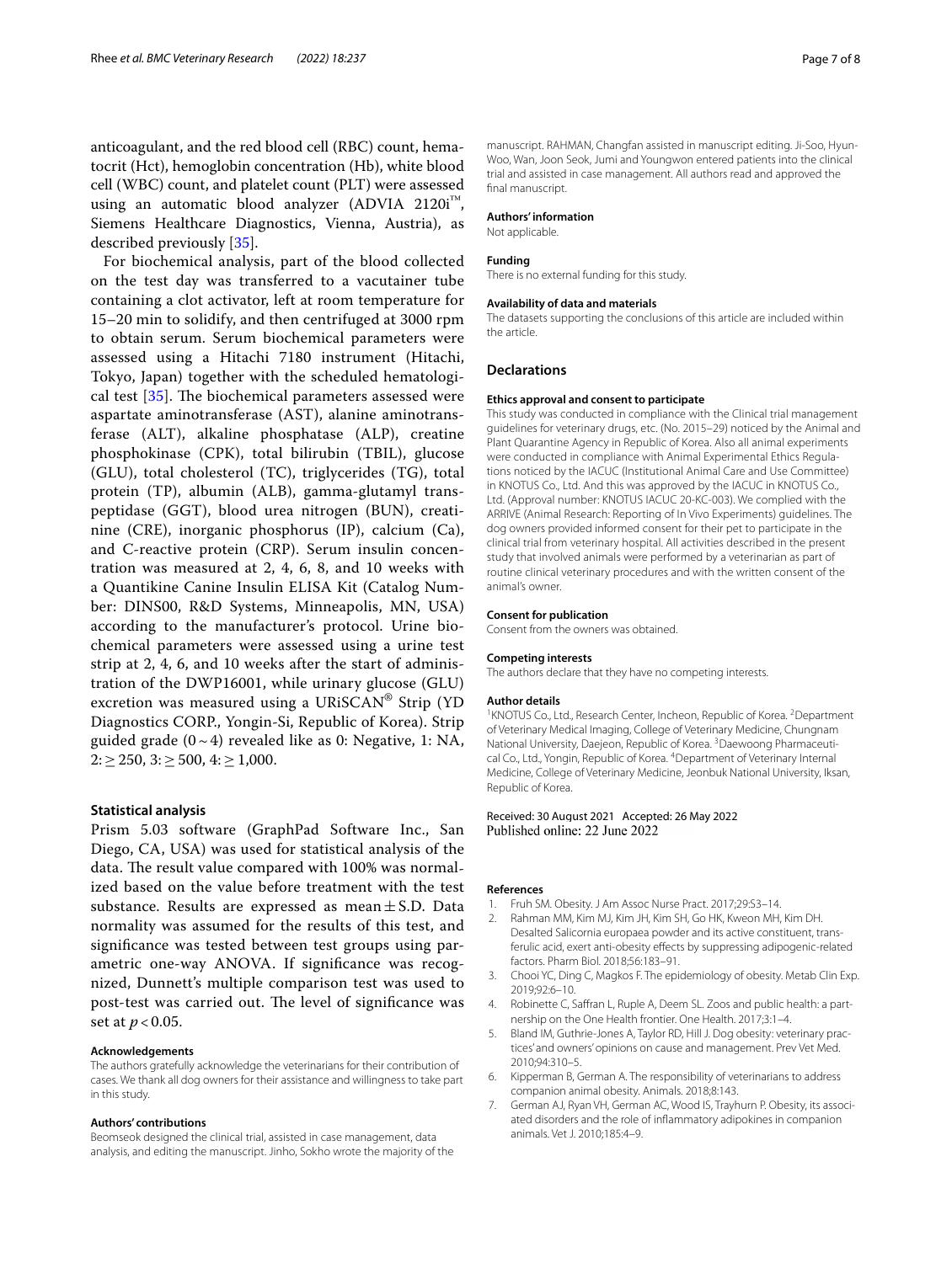anticoagulant, and the red blood cell (RBC) count, hematocrit (Hct), hemoglobin concentration (Hb), white blood cell (WBC) count, and platelet count (PLT) were assessed using an automatic blood analyzer (ADVIA 2120i™, Siemens Healthcare Diagnostics, Vienna, Austria), as described previously [35].

For biochemical analysis, part of the blood collected on the test day was transferred to a vacutainer tube containing a clot activator, left at room temperature for 15–20 min to solidify, and then centrifuged at 3000 rpm to obtain serum. Serum biochemical parameters were assessed using a Hitachi 7180 instrument (Hitachi, Tokyo, Japan) together with the scheduled hematological test [35]. The biochemical parameters assessed were aspartate aminotransferase (AST), alanine aminotransferase (ALT), alkaline phosphatase (ALP), creatine phosphokinase (CPK), total bilirubin (TBIL), glucose (GLU), total cholesterol (TC), triglycerides (TG), total protein (TP), albumin (ALB), gamma-glutamyl transpeptidase (GGT), blood urea nitrogen (BUN), creatinine (CRE), inorganic phosphorus (IP), calcium (Ca), and C-reactive protein (CRP). Serum insulin concentration was measured at 2, 4, 6, 8, and 10 weeks with a Quantikine Canine Insulin ELISA Kit (Catalog Number: DINS00, R&D Systems, Minneapolis, MN, USA) according to the manufacturer's protocol. Urine biochemical parameters were assessed using a urine test strip at 2, 4, 6, and 10 weeks after the start of administration of the DWP16001, while urinary glucose (GLU) excretion was measured using a URiSCAN® Strip (YD Diagnostics CORP., Yongin-Si, Republic of Korea). Strip guided grade ($0\sim4$) revealed like as 0: Negative, 1: NA, 2: $\geq 250$, 3: $\geq 500$, 4: $\geq 1{,}000$.

### Statistical analysis

Prism 5.03 software (GraphPad Software Inc., San Diego, CA, USA) was used for statistical analysis of the data. The result value compared with 100% was normalized based on the value before treatment with the test substance. Results are expressed as mean ± S.D. Data normality was assumed for the results of this test, and significance was tested between test groups using parametric one-way ANOVA. If significance was recognized, Dunnett's multiple comparison test was used to post-test was carried out. The level of significance was set at $p < 0.05$.

#### Acknowledgements

The authors gratefully acknowledge the veterinarians for their contribution of cases. We thank all dog owners for their assistance and willingness to take part in this study.

#### Authors' contributions

Beomseok designed the clinical trial, assisted in case management, data analysis, and editing the manuscript. Jinho, Sokho wrote the majority of the manuscript. RAHMAN, Changfan assisted in manuscript editing. Ji-Soo, Hyun-Woo, Wan, Joon Seok, Jumi and Youngwon entered patients into the clinical trial and assisted in case management. All authors read and approved the final manuscript.

#### Authors' information

Not applicable.

#### Funding

There is no external funding for this study.

#### Availability of data and materials

The datasets supporting the conclusions of this article are included within the article.

### Declarations

#### Ethics approval and consent to participate

This study was conducted in compliance with the Clinical trial management guidelines for veterinary drugs, etc. (No. 2015–29) noticed by the Animal and Plant Quarantine Agency in Republic of Korea. Also all animal experiments were conducted in compliance with Animal Experimental Ethics Regulations noticed by the IACUC (Institutional Animal Care and Use Committee) in KNOTUS Co., Ltd. And this was approved by the IACUC in KNOTUS Co., Ltd. (Approval number: KNOTUS IACUC 20-KC-003). We complied with the ARRIVE (Animal Research: Reporting of In Vivo Experiments) guidelines. The dog owners provided informed consent for their pet to participate in the clinical trial from veterinary hospital. All activities described in the present study that involved animals were performed by a veterinarian as part of routine clinical veterinary procedures and with the written consent of the animal's owner.

#### Consent for publication

Consent from the owners was obtained.

#### Competing interests

The authors declare that they have no competing interests.

#### Author details

[1]KNOTUS Co., Ltd., Research Center, Incheon, Republic of Korea. [2]Department of Veterinary Medical Imaging, College of Veterinary Medicine, Chungnam National University, Daejeon, Republic of Korea. [3]Daewoong Pharmaceutical Co., Ltd., Yongin, Republic of Korea. [4]Department of Veterinary Internal Medicine, College of Veterinary Medicine, Jeonbuk National University, Iksan, Republic of Korea.

Received: 30 August 2021 Accepted: 26 May 2022
Published online: 22 June 2022

#### References

1. Fruh SM. Obesity. J Am Assoc Nurse Pract. 2017;29:S3–14.
2. Rahman MM, Kim MJ, Kim JH, Kim SH, Go HK, Kweon MH, Kim DH. Desalted Salicornia europaea powder and its active constituent, trans-ferulic acid, exert anti-obesity effects by suppressing adipogenic-related factors. Pharm Biol. 2018;56:183–91.
3. Chooi YC, Ding C, Magkos F. The epidemiology of obesity. Metab Clin Exp. 2019;92:6–10.
4. Robinette C, Saffran L, Ruple A, Deem SL. Zoos and public health: a partnership on the One Health frontier. One Health. 2017;3:1–4.
5. Bland IM, Guthrie-Jones A, Taylor RD, Hill J. Dog obesity: veterinary practices' and owners' opinions on cause and management. Prev Vet Med. 2010;94:310–5.
6. Kipperman B, German A. The responsibility of veterinarians to address companion animal obesity. Animals. 2018;8:143.
7. German AJ, Ryan VH, German AC, Wood IS, Trayhurn P. Obesity, its associated disorders and the role of inflammatory adipokines in companion animals. Vet J. 2010;185:4–9.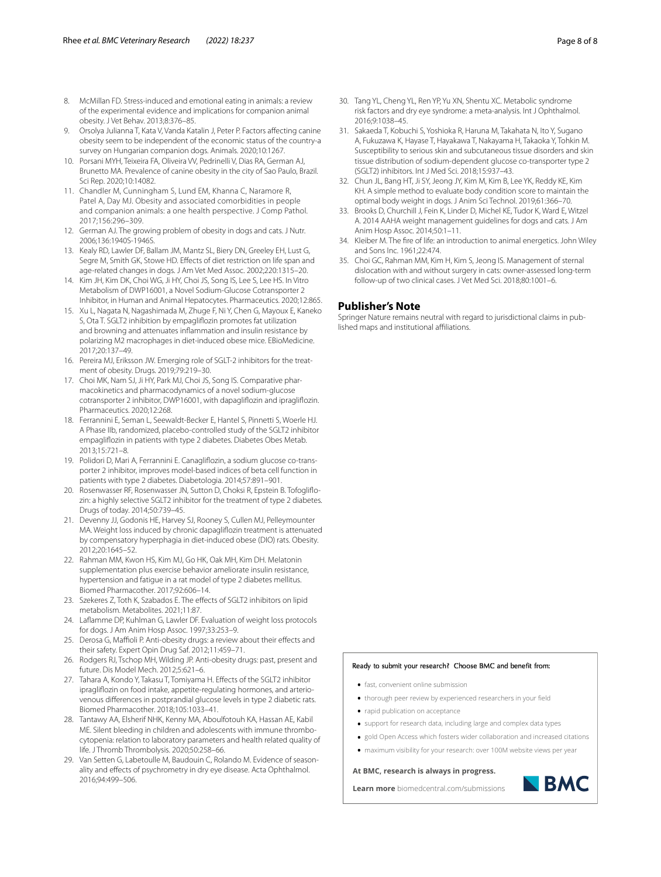8. McMillan FD. Stress-induced and emotional eating in animals: a review of the experimental evidence and implications for companion animal obesity. J Vet Behav. 2013;8:376–85.
9. Orsolya Julianna T, Kata V, Vanda Katalin J, Peter P. Factors affecting canine obesity seem to be independent of the economic status of the country-a survey on Hungarian companion dogs. Animals. 2020;10:1267.
10. Porsani MYH, Teixeira FA, Oliveira VV, Pedrinelli V, Dias RA, German AJ, Brunetto MA. Prevalence of canine obesity in the city of Sao Paulo, Brazil. Sci Rep. 2020;10:14082.
11. Chandler M, Cunningham S, Lund EM, Khanna C, Naramore R, Patel A, Day MJ. Obesity and associated comorbidities in people and companion animals: a one health perspective. J Comp Pathol. 2017;156:296–309.
12. German AJ. The growing problem of obesity in dogs and cats. J Nutr. 2006;136:1940S-1946S.
13. Kealy RD, Lawler DF, Ballam JM, Mantz SL, Biery DN, Greeley EH, Lust G, Segre M, Smith GK, Stowe HD. Effects of diet restriction on life span and age-related changes in dogs. J Am Vet Med Assoc. 2002;220:1315–20.
14. Kim JH, Kim DK, Choi WG, Ji HY, Choi JS, Song IS, Lee S, Lee HS. In Vitro Metabolism of DWP16001, a Novel Sodium-Glucose Cotransporter 2 Inhibitor, in Human and Animal Hepatocytes. Pharmaceutics. 2020;12:865.
15. Xu L, Nagata N, Nagashimada M, Zhuge F, Ni Y, Chen G, Mayoux E, Kaneko S, Ota T. SGLT2 inhibition by empagliflozin promotes fat utilization and browning and attenuates inflammation and insulin resistance by polarizing M2 macrophages in diet-induced obese mice. EBioMedicine. 2017;20:137–49.
16. Pereira MJ, Eriksson JW. Emerging role of SGLT-2 inhibitors for the treatment of obesity. Drugs. 2019;79:219–30.
17. Choi MK, Nam SJ, Ji HY, Park MJ, Choi JS, Song IS. Comparative pharmacokinetics and pharmacodynamics of a novel sodium-glucose cotransporter 2 inhibitor, DWP16001, with dapagliflozin and ipragliflozin. Pharmaceutics. 2020;12:268.
18. Ferrannini E, Seman L, Seewaldt-Becker E, Hantel S, Pinnetti S, Woerle HJ. A Phase IIb, randomized, placebo-controlled study of the SGLT2 inhibitor empagliflozin in patients with type 2 diabetes. Diabetes Obes Metab. 2013;15:721–8.
19. Polidori D, Mari A, Ferrannini E. Canagliflozin, a sodium glucose co-transporter 2 inhibitor, improves model-based indices of beta cell function in patients with type 2 diabetes. Diabetologia. 2014;57:891–901.
20. Rosenwasser RF, Rosenwasser JN, Sutton D, Choksi R, Epstein B. Tofogliflozin: a highly selective SGLT2 inhibitor for the treatment of type 2 diabetes. Drugs of today. 2014;50:739–45.
21. Devenny JJ, Godonis HE, Harvey SJ, Rooney S, Cullen MJ, Pelleymounter MA. Weight loss induced by chronic dapagliflozin treatment is attenuated by compensatory hyperphagia in diet-induced obese (DIO) rats. Obesity. 2012;20:1645–52.
22. Rahman MM, Kwon HS, Kim MJ, Go HK, Oak MH, Kim DH. Melatonin supplementation plus exercise behavior ameliorate insulin resistance, hypertension and fatigue in a rat model of type 2 diabetes mellitus. Biomed Pharmacother. 2017;92:606–14.
23. Szekeres Z, Toth K, Szabados E. The effects of SGLT2 inhibitors on lipid metabolism. Metabolites. 2021;11:87.
24. Laflamme DP, Kuhlman G, Lawler DF. Evaluation of weight loss protocols for dogs. J Am Anim Hosp Assoc. 1997;33:253–9.
25. Derosa G, Maffioli P. Anti-obesity drugs: a review about their effects and their safety. Expert Opin Drug Saf. 2012;11:459–71.
26. Rodgers RJ, Tschop MH, Wilding JP. Anti-obesity drugs: past, present and future. Dis Model Mech. 2012;5:621–6.
27. Tahara A, Kondo Y, Takasu T, Tomiyama H. Effects of the SGLT2 inhibitor ipragliflozin on food intake, appetite-regulating hormones, and arteriovenous differences in postprandial glucose levels in type 2 diabetic rats. Biomed Pharmacother. 2018;105:1033–41.
28. Tantawy AA, Elsherif NHK, Kenny MA, Aboulfotouh KA, Hassan AE, Kabil ME. Silent bleeding in children and adolescents with immune thrombocytopenia: relation to laboratory parameters and health related quality of life. J Thromb Thrombolysis. 2020;50:258–66.
29. Van Setten G, Labetoulle M, Baudouin C, Rolando M. Evidence of seasonality and effects of psychrometry in dry eye disease. Acta Ophthalmol. 2016;94:499–506.
30. Tang YL, Cheng YL, Ren YP, Yu XN, Shentu XC. Metabolic syndrome risk factors and dry eye syndrome: a meta-analysis. Int J Ophthalmol. 2016;9:1038–45.
31. Sakaeda T, Kobuchi S, Yoshioka R, Haruna M, Takahata N, Ito Y, Sugano A, Fukuzawa K, Hayase T, Hayakawa T, Nakayama H, Takaoka Y, Tohkin M. Susceptibility to serious skin and subcutaneous tissue disorders and skin tissue distribution of sodium-dependent glucose co-transporter type 2 (SGLT2) inhibitors. Int J Med Sci. 2018;15:937–43.
32. Chun JL, Bang HT, Ji SY, Jeong JY, Kim M, Kim B, Lee YK, Reddy KE, Kim KH. A simple method to evaluate body condition score to maintain the optimal body weight in dogs. J Anim Sci Technol. 2019;61:366–70.
33. Brooks D, Churchill J, Fein K, Linder D, Michel KE, Tudor K, Ward E, Witzel A. 2014 AAHA weight management guidelines for dogs and cats. J Am Anim Hosp Assoc. 2014;50:1–11.
34. Kleiber M. The fire of life: an introduction to animal energetics. John Wiley and Sons Inc. 1961;22:474.
35. Choi GC, Rahman MM, Kim H, Kim S, Jeong IS. Management of sternal dislocation with and without surgery in cats: owner-assessed long-term follow-up of two clinical cases. J Vet Med Sci. 2018;80:1001–6.

## Publisher's Note

Springer Nature remains neutral with regard to jurisdictional claims in published maps and institutional affiliations.

Ready to submit your research? Choose BMC and benefit from:

- fast, convenient online submission
- thorough peer review by experienced researchers in your field
- rapid publication on acceptance
- support for research data, including large and complex data types
- gold Open Access which fosters wider collaboration and increased citations
- maximum visibility for your research: over 100M website views per year

**At BMC, research is always in progress.**

**Learn more** biomedcentral.com/submissions

BMC